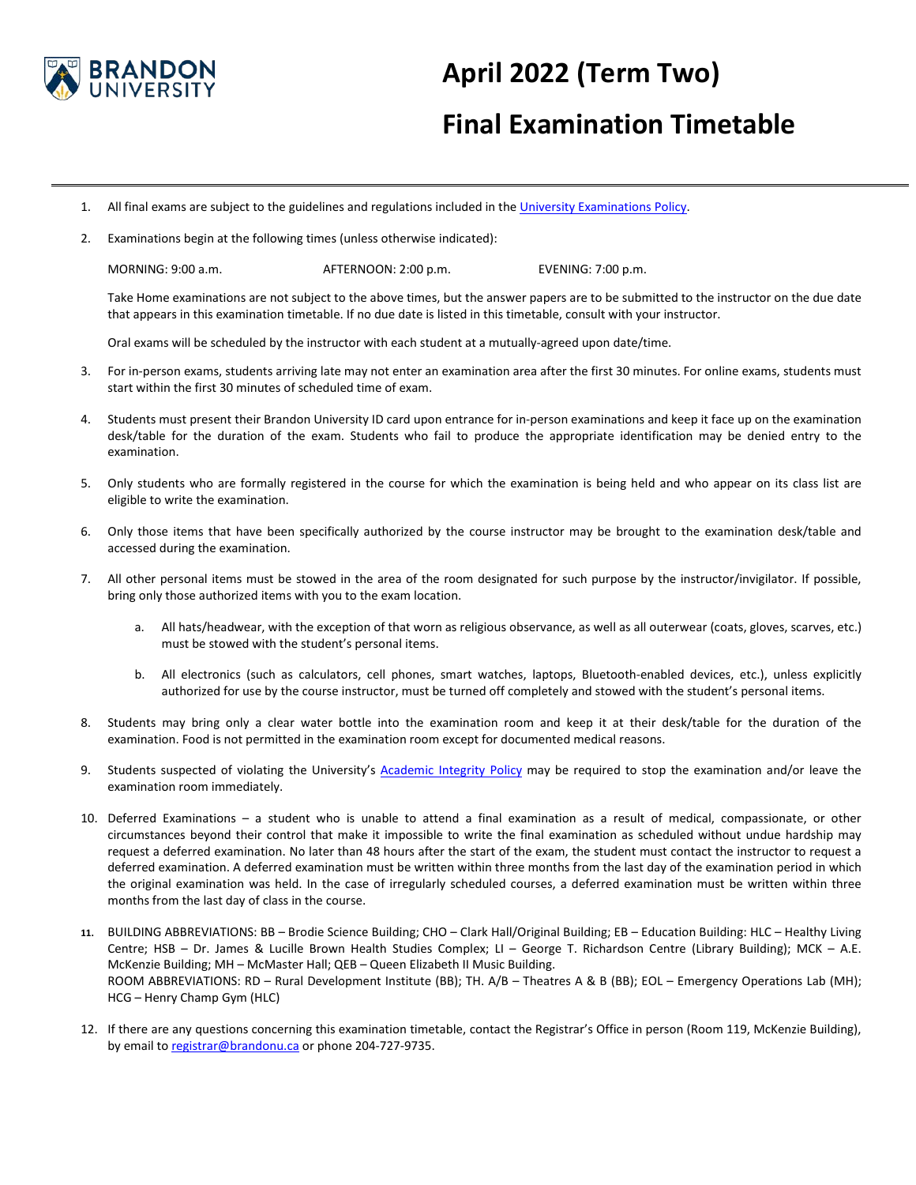# April 2022 (Term Two)

# Final Examination Timetable

1. All final exams are subject to the guidelines and regulations included in the University Examinations Policy.

2. Examinations begin at the following times (unless otherwise indicated):

   MORNING: 9:00 a.m. AFTERNOON: 2:00 p.m. EVENING: 7:00 p.m.

   Take Home examinations are not subject to the above times, but the answer papers are to be submitted to the instructor on the due date that appears in this examination timetable. If no due date is listed in this timetable, consult with your instructor.

   Oral exams will be scheduled by the instructor with each student at a mutually-agreed upon date/time.

3. For in-person exams, students arriving late may not enter an examination area after the first 30 minutes. For online exams, students must start within the first 30 minutes of scheduled time of exam.

4. Students must present their Brandon University ID card upon entrance for in-person examinations and keep it face up on the examination desk/table for the duration of the exam. Students who fail to produce the appropriate identification may be denied entry to the examination.

5. Only students who are formally registered in the course for which the examination is being held and who appear on its class list are eligible to write the examination.

6. Only those items that have been specifically authorized by the course instructor may be brought to the examination desk/table and accessed during the examination.

7. All other personal items must be stowed in the area of the room designated for such purpose by the instructor/invigilator. If possible, bring only those authorized items with you to the exam location.

   a. All hats/headwear, with the exception of that worn as religious observance, as well as all outerwear (coats, gloves, scarves, etc.) must be stowed with the student's personal items.

   b. All electronics (such as calculators, cell phones, smart watches, laptops, Bluetooth-enabled devices, etc.), unless explicitly authorized for use by the course instructor, must be turned off completely and stowed with the student's personal items.

8. Students may bring only a clear water bottle into the examination room and keep it at their desk/table for the duration of the examination. Food is not permitted in the examination room except for documented medical reasons.

9. Students suspected of violating the University's Academic Integrity Policy may be required to stop the examination and/or leave the examination room immediately.

10. Deferred Examinations – a student who is unable to attend a final examination as a result of medical, compassionate, or other circumstances beyond their control that make it impossible to write the final examination as scheduled without undue hardship may request a deferred examination. No later than 48 hours after the start of the exam, the student must contact the instructor to request a deferred examination. A deferred examination must be written within three months from the last day of the examination period in which the original examination was held. In the case of irregularly scheduled courses, a deferred examination must be written within three months from the last day of class in the course.

11. BUILDING ABBREVIATIONS: BB – Brodie Science Building; CHO – Clark Hall/Original Building; EB – Education Building: HLC – Healthy Living Centre; HSB – Dr. James & Lucille Brown Health Studies Complex; LI – George T. Richardson Centre (Library Building); MCK – A.E. McKenzie Building; MH – McMaster Hall; QEB – Queen Elizabeth II Music Building.
    ROOM ABBREVIATIONS: RD – Rural Development Institute (BB); TH. A/B – Theatres A & B (BB); EOL – Emergency Operations Lab (MH); HCG – Henry Champ Gym (HLC)

12. If there are any questions concerning this examination timetable, contact the Registrar's Office in person (Room 119, McKenzie Building), by email to registrar@brandonu.ca or phone 204-727-9735.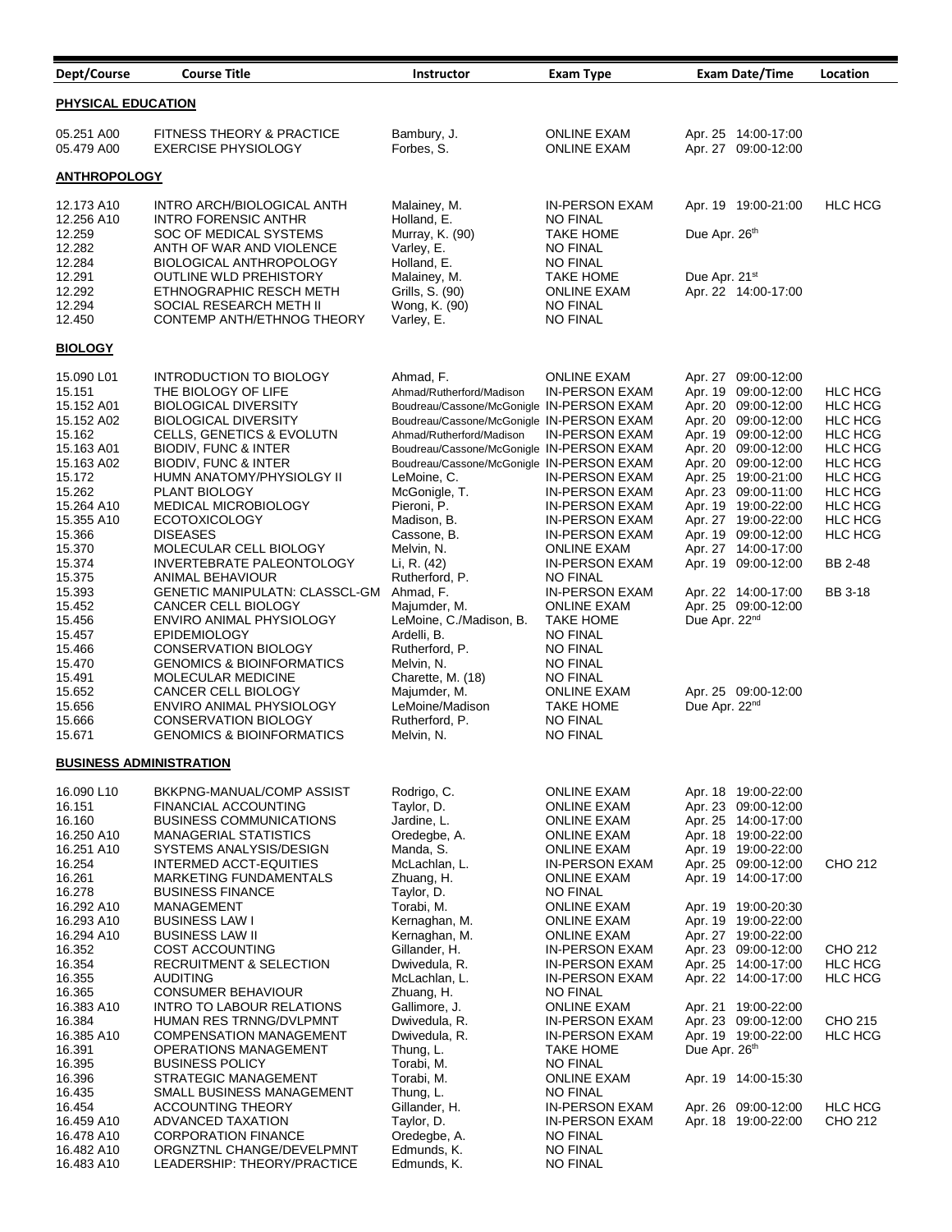| Dept/Course | Course Title | Instructor | Exam Type | Exam Date/Time | Location |
|---|---|---|---|---|---|
| **PHYSICAL EDUCATION** | | | | | |
| 05.251 A00 | FITNESS THEORY & PRACTICE | Bambury, J. | ONLINE EXAM | Apr. 25 14:00-17:00 | |
| 05.479 A00 | EXERCISE PHYSIOLOGY | Forbes, S. | ONLINE EXAM | Apr. 27 09:00-12:00 | |
| **ANTHROPOLOGY** | | | | | |
| 12.173 A10 | INTRO ARCH/BIOLOGICAL ANTH | Malainey, M. | IN-PERSON EXAM | Apr. 19 19:00-21:00 | HLC HCG |
| 12.256 A10 | INTRO FORENSIC ANTHR | Holland, E. | NO FINAL | | |
| 12.259 | SOC OF MEDICAL SYSTEMS | Murray, K. (90) | TAKE HOME | Due Apr. 26th | |
| 12.282 | ANTH OF WAR AND VIOLENCE | Varley, E. | NO FINAL | | |
| 12.284 | BIOLOGICAL ANTHROPOLOGY | Holland, E. | NO FINAL | | |
| 12.291 | OUTLINE WLD PREHISTORY | Malainey, M. | TAKE HOME | Due Apr. 21st | |
| 12.292 | ETHNOGRAPHIC RESCH METH | Grills, S. (90) | ONLINE EXAM | Apr. 22 14:00-17:00 | |
| 12.294 | SOCIAL RESEARCH METH II | Wong, K. (90) | NO FINAL | | |
| 12.450 | CONTEMP ANTH/ETHNOG THEORY | Varley, E. | NO FINAL | | |
| **BIOLOGY** | | | | | |
| 15.090 L01 | INTRODUCTION TO BIOLOGY | Ahmad, F. | ONLINE EXAM | Apr. 27 09:00-12:00 | |
| 15.151 | THE BIOLOGY OF LIFE | Ahmad/Rutherford/Madison | IN-PERSON EXAM | Apr. 19 09:00-12:00 | HLC HCG |
| 15.152 A01 | BIOLOGICAL DIVERSITY | Boudreau/Cassone/McGonigle | IN-PERSON EXAM | Apr. 20 09:00-12:00 | HLC HCG |
| 15.152 A02 | BIOLOGICAL DIVERSITY | Boudreau/Cassone/McGonigle | IN-PERSON EXAM | Apr. 20 09:00-12:00 | HLC HCG |
| 15.162 | CELLS, GENETICS & EVOLUTN | Ahmad/Rutherford/Madison | IN-PERSON EXAM | Apr. 19 09:00-12:00 | HLC HCG |
| 15.163 A01 | BIODIV, FUNC & INTER | Boudreau/Cassone/McGonigle | IN-PERSON EXAM | Apr. 20 09:00-12:00 | HLC HCG |
| 15.163 A02 | BIODIV, FUNC & INTER | Boudreau/Cassone/McGonigle | IN-PERSON EXAM | Apr. 20 09:00-12:00 | HLC HCG |
| 15.172 | HUMN ANATOMY/PHYSIOLGY II | LeMoine, C. | IN-PERSON EXAM | Apr. 25 19:00-21:00 | HLC HCG |
| 15.262 | PLANT BIOLOGY | McGonigle, T. | IN-PERSON EXAM | Apr. 23 09:00-11:00 | HLC HCG |
| 15.264 A10 | MEDICAL MICROBIOLOGY | Pieroni, P. | IN-PERSON EXAM | Apr. 19 19:00-22:00 | HLC HCG |
| 15.355 A10 | ECOTOXICOLOGY | Madison, B. | IN-PERSON EXAM | Apr. 27 19:00-22:00 | HLC HCG |
| 15.366 | DISEASES | Cassone, B. | IN-PERSON EXAM | Apr. 19 09:00-12:00 | HLC HCG |
| 15.370 | MOLECULAR CELL BIOLOGY | Melvin, N. | ONLINE EXAM | Apr. 27 14:00-17:00 | |
| 15.374 | INVERTEBRATE PALEONTOLOGY | Li, R. (42) | IN-PERSON EXAM | Apr. 19 09:00-12:00 | BB 2-48 |
| 15.375 | ANIMAL BEHAVIOUR | Rutherford, P. | NO FINAL | | |
| 15.393 | GENETIC MANIPULATN: CLASSCL-GM | Ahmad, F. | IN-PERSON EXAM | Apr. 22 14:00-17:00 | BB 3-18 |
| 15.452 | CANCER CELL BIOLOGY | Majumder, M. | ONLINE EXAM | Apr. 25 09:00-12:00 | |
| 15.456 | ENVIRO ANIMAL PHYSIOLOGY | LeMoine, C./Madison, B. | TAKE HOME | Due Apr. 22nd | |
| 15.457 | EPIDEMIOLOGY | Ardelli, B. | NO FINAL | | |
| 15.466 | CONSERVATION BIOLOGY | Rutherford, P. | NO FINAL | | |
| 15.470 | GENOMICS & BIOINFORMATICS | Melvin, N. | NO FINAL | | |
| 15.491 | MOLECULAR MEDICINE | Charette, M. (18) | NO FINAL | | |
| 15.652 | CANCER CELL BIOLOGY | Majumder, M. | ONLINE EXAM | Apr. 25 09:00-12:00 | |
| 15.656 | ENVIRO ANIMAL PHYSIOLOGY | LeMoine/Madison | TAKE HOME | Due Apr. 22nd | |
| 15.666 | CONSERVATION BIOLOGY | Rutherford, P. | NO FINAL | | |
| 15.671 | GENOMICS & BIOINFORMATICS | Melvin, N. | NO FINAL | | |
| **BUSINESS ADMINISTRATION** | | | | | |
| 16.090 L10 | BKKPNG-MANUAL/COMP ASSIST | Rodrigo, C. | ONLINE EXAM | Apr. 18 19:00-22:00 | |
| 16.151 | FINANCIAL ACCOUNTING | Taylor, D. | ONLINE EXAM | Apr. 23 09:00-12:00 | |
| 16.160 | BUSINESS COMMUNICATIONS | Jardine, L. | ONLINE EXAM | Apr. 25 14:00-17:00 | |
| 16.250 A10 | MANAGERIAL STATISTICS | Oredegbe, A. | ONLINE EXAM | Apr. 18 19:00-22:00 | |
| 16.251 A10 | SYSTEMS ANALYSIS/DESIGN | Manda, S. | ONLINE EXAM | Apr. 19 19:00-22:00 | |
| 16.254 | INTERMED ACCT-EQUITIES | McLachlan, L. | IN-PERSON EXAM | Apr. 25 09:00-12:00 | CHO 212 |
| 16.261 | MARKETING FUNDAMENTALS | Zhuang, H. | ONLINE EXAM | Apr. 19 14:00-17:00 | |
| 16.278 | BUSINESS FINANCE | Taylor, D. | NO FINAL | | |
| 16.292 A10 | MANAGEMENT | Torabi, M. | ONLINE EXAM | Apr. 19 19:00-20:30 | |
| 16.293 A10 | BUSINESS LAW I | Kernaghan, M. | ONLINE EXAM | Apr. 19 19:00-22:00 | |
| 16.294 A10 | BUSINESS LAW II | Kernaghan, M. | ONLINE EXAM | Apr. 27 19:00-22:00 | |
| 16.352 | COST ACCOUNTING | Gillander, H. | IN-PERSON EXAM | Apr. 23 09:00-12:00 | CHO 212 |
| 16.354 | RECRUITMENT & SELECTION | Dwivedula, R. | IN-PERSON EXAM | Apr. 25 14:00-17:00 | HLC HCG |
| 16.355 | AUDITING | McLachlan, L. | IN-PERSON EXAM | Apr. 22 14:00-17:00 | HLC HCG |
| 16.365 | CONSUMER BEHAVIOUR | Zhuang, H. | NO FINAL | | |
| 16.383 A10 | INTRO TO LABOUR RELATIONS | Gallimore, J. | ONLINE EXAM | Apr. 21 19:00-22:00 | |
| 16.384 | HUMAN RES TRNNG/DVLPMNT | Dwivedula, R. | IN-PERSON EXAM | Apr. 23 09:00-12:00 | CHO 215 |
| 16.385 A10 | COMPENSATION MANAGEMENT | Dwivedula, R. | IN-PERSON EXAM | Apr. 19 19:00-22:00 | HLC HCG |
| 16.391 | OPERATIONS MANAGEMENT | Thung, L. | TAKE HOME | Due Apr. 26th | |
| 16.395 | BUSINESS POLICY | Torabi, M. | NO FINAL | | |
| 16.396 | STRATEGIC MANAGEMENT | Torabi, M. | ONLINE EXAM | Apr. 19 14:00-15:30 | |
| 16.435 | SMALL BUSINESS MANAGEMENT | Thung, L. | NO FINAL | | |
| 16.454 | ACCOUNTING THEORY | Gillander, H. | IN-PERSON EXAM | Apr. 26 09:00-12:00 | HLC HCG |
| 16.459 A10 | ADVANCED TAXATION | Taylor, D. | IN-PERSON EXAM | Apr. 18 19:00-22:00 | CHO 212 |
| 16.478 A10 | CORPORATION FINANCE | Oredegbe, A. | NO FINAL | | |
| 16.482 A10 | ORGNZTNL CHANGE/DEVELPMNT | Edmunds, K. | NO FINAL | | |
| 16.483 A10 | LEADERSHIP: THEORY/PRACTICE | Edmunds, K. | NO FINAL | | |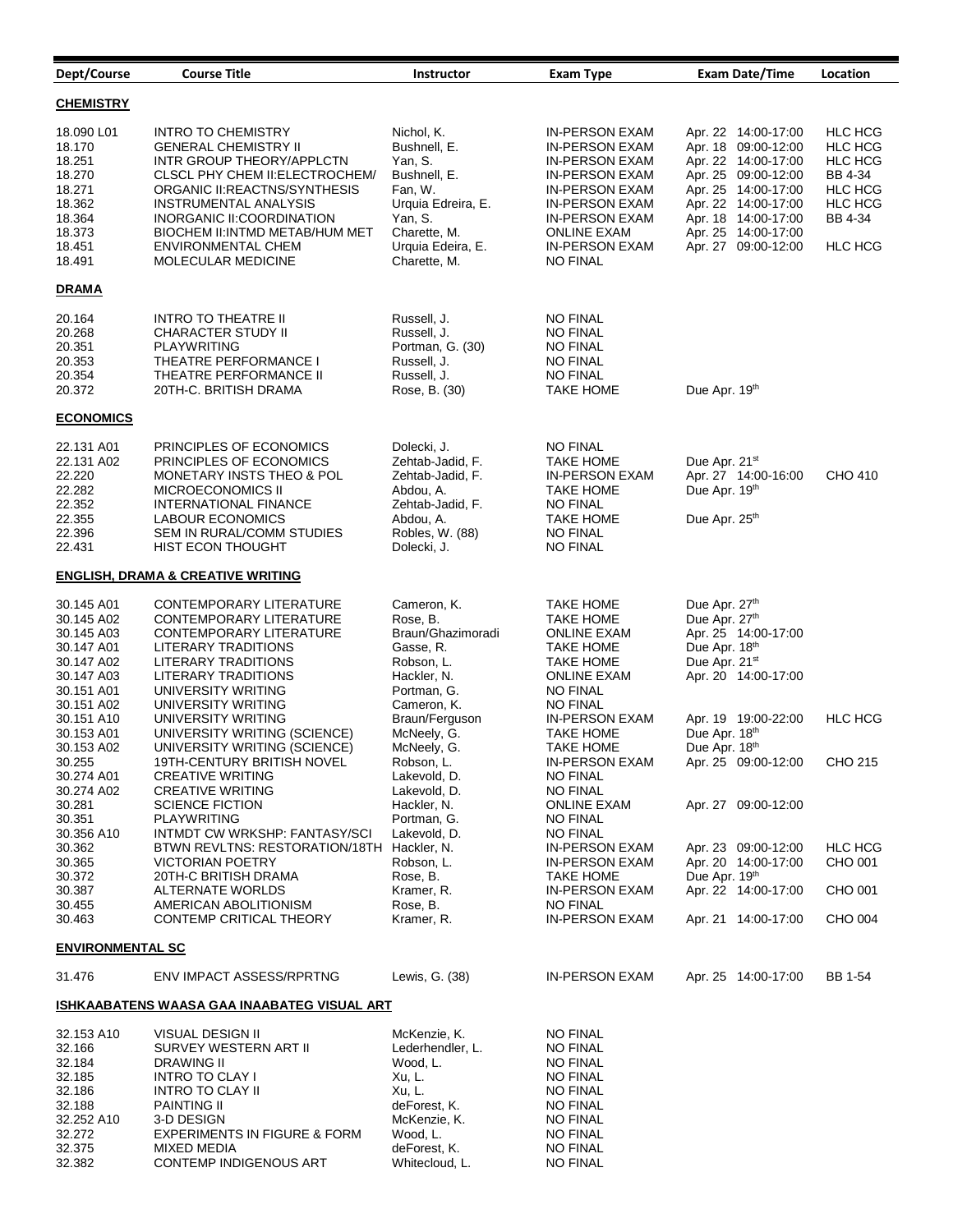| Dept/Course | Course Title | Instructor | Exam Type | Exam Date/Time | Location |
|---|---|---|---|---|---|
| **CHEMISTRY** | | | | | |
| 18.090 L01 | INTRO TO CHEMISTRY | Nichol, K. | IN-PERSON EXAM | Apr. 22 14:00-17:00 | HLC HCG |
| 18.170 | GENERAL CHEMISTRY II | Bushnell, E. | IN-PERSON EXAM | Apr. 18 09:00-12:00 | HLC HCG |
| 18.251 | INTR GROUP THEORY/APPLCTN | Yan, S. | IN-PERSON EXAM | Apr. 22 14:00-17:00 | HLC HCG |
| 18.270 | CLSCL PHY CHEM II:ELECTROCHEM/ | Bushnell, E. | IN-PERSON EXAM | Apr. 25 09:00-12:00 | BB 4-34 |
| 18.271 | ORGANIC II:REACTNS/SYNTHESIS | Fan, W. | IN-PERSON EXAM | Apr. 25 14:00-17:00 | HLC HCG |
| 18.362 | INSTRUMENTAL ANALYSIS | Urquia Edreira, E. | IN-PERSON EXAM | Apr. 22 14:00-17:00 | HLC HCG |
| 18.364 | INORGANIC II:COORDINATION | Yan, S. | IN-PERSON EXAM | Apr. 18 14:00-17:00 | BB 4-34 |
| 18.373 | BIOCHEM II:INTMD METAB/HUM MET | Charette, M. | ONLINE EXAM | Apr. 25 14:00-17:00 | |
| 18.451 | ENVIRONMENTAL CHEM | Urquia Edeira, E. | IN-PERSON EXAM | Apr. 27 09:00-12:00 | HLC HCG |
| 18.491 | MOLECULAR MEDICINE | Charette, M. | NO FINAL | | |
| **DRAMA** | | | | | |
| 20.164 | INTRO TO THEATRE II | Russell, J. | NO FINAL | | |
| 20.268 | CHARACTER STUDY II | Russell, J. | NO FINAL | | |
| 20.351 | PLAYWRITING | Portman, G. (30) | NO FINAL | | |
| 20.353 | THEATRE PERFORMANCE I | Russell, J. | NO FINAL | | |
| 20.354 | THEATRE PERFORMANCE II | Russell, J. | NO FINAL | | |
| 20.372 | 20TH-C. BRITISH DRAMA | Rose, B. (30) | TAKE HOME | Due Apr. 19th | |
| **ECONOMICS** | | | | | |
| 22.131 A01 | PRINCIPLES OF ECONOMICS | Dolecki, J. | NO FINAL | | |
| 22.131 A02 | PRINCIPLES OF ECONOMICS | Zehtab-Jadid, F. | TAKE HOME | Due Apr. 21st | |
| 22.220 | MONETARY INSTS THEO & POL | Zehtab-Jadid, F. | IN-PERSON EXAM | Apr. 27 14:00-16:00 | CHO 410 |
| 22.282 | MICROECONOMICS II | Abdou, A. | TAKE HOME | Due Apr. 19th | |
| 22.352 | INTERNATIONAL FINANCE | Zehtab-Jadid, F. | NO FINAL | | |
| 22.355 | LABOUR ECONOMICS | Abdou, A. | TAKE HOME | Due Apr. 25th | |
| 22.396 | SEM IN RURAL/COMM STUDIES | Robles, W. (88) | NO FINAL | | |
| 22.431 | HIST ECON THOUGHT | Dolecki, J. | NO FINAL | | |
| **ENGLISH, DRAMA & CREATIVE WRITING** | | | | | |
| 30.145 A01 | CONTEMPORARY LITERATURE | Cameron, K. | TAKE HOME | Due Apr. 27th | |
| 30.145 A02 | CONTEMPORARY LITERATURE | Rose, B. | TAKE HOME | Due Apr. 27th | |
| 30.145 A03 | CONTEMPORARY LITERATURE | Braun/Ghazimoradi | ONLINE EXAM | Apr. 25 14:00-17:00 | |
| 30.147 A01 | LITERARY TRADITIONS | Gasse, R. | TAKE HOME | Due Apr. 18th | |
| 30.147 A02 | LITERARY TRADITIONS | Robson, L. | TAKE HOME | Due Apr. 21st | |
| 30.147 A03 | LITERARY TRADITIONS | Hackler, N. | ONLINE EXAM | Apr. 20 14:00-17:00 | |
| 30.151 A01 | UNIVERSITY WRITING | Portman, G. | NO FINAL | | |
| 30.151 A02 | UNIVERSITY WRITING | Cameron, K. | NO FINAL | | |
| 30.151 A10 | UNIVERSITY WRITING | Braun/Ferguson | IN-PERSON EXAM | Apr. 19 19:00-22:00 | HLC HCG |
| 30.153 A01 | UNIVERSITY WRITING (SCIENCE) | McNeely, G. | TAKE HOME | Due Apr. 18th | |
| 30.153 A02 | UNIVERSITY WRITING (SCIENCE) | McNeely, G. | TAKE HOME | Due Apr. 18th | |
| 30.255 | 19TH-CENTURY BRITISH NOVEL | Robson, L. | IN-PERSON EXAM | Apr. 25 09:00-12:00 | CHO 215 |
| 30.274 A01 | CREATIVE WRITING | Lakevold, D. | NO FINAL | | |
| 30.274 A02 | CREATIVE WRITING | Lakevold, D. | NO FINAL | | |
| 30.281 | SCIENCE FICTION | Hackler, N. | ONLINE EXAM | Apr. 27 09:00-12:00 | |
| 30.351 | PLAYWRITING | Portman, G. | NO FINAL | | |
| 30.356 A10 | INTMDT CW WRKSHP: FANTASY/SCI | Lakevold, D. | NO FINAL | | |
| 30.362 | BTWN REVLTNS: RESTORATION/18TH | Hackler, N. | IN-PERSON EXAM | Apr. 23 09:00-12:00 | HLC HCG |
| 30.365 | VICTORIAN POETRY | Robson, L. | IN-PERSON EXAM | Apr. 20 14:00-17:00 | CHO 001 |
| 30.372 | 20TH-C BRITISH DRAMA | Rose, B. | TAKE HOME | Due Apr. 19th | |
| 30.387 | ALTERNATE WORLDS | Kramer, R. | IN-PERSON EXAM | Apr. 22 14:00-17:00 | CHO 001 |
| 30.455 | AMERICAN ABOLITIONISM | Rose, B. | NO FINAL | | |
| 30.463 | CONTEMP CRITICAL THEORY | Kramer, R. | IN-PERSON EXAM | Apr. 21 14:00-17:00 | CHO 004 |
| **ENVIRONMENTAL SC** | | | | | |
| 31.476 | ENV IMPACT ASSESS/RPRTNG | Lewis, G. (38) | IN-PERSON EXAM | Apr. 25 14:00-17:00 | BB 1-54 |
| **ISHKAABATENS WAASA GAA INAABATEG VISUAL ART** | | | | | |
| 32.153 A10 | VISUAL DESIGN II | McKenzie, K. | NO FINAL | | |
| 32.166 | SURVEY WESTERN ART II | Lederhendler, L. | NO FINAL | | |
| 32.184 | DRAWING II | Wood, L. | NO FINAL | | |
| 32.185 | INTRO TO CLAY I | Xu, L. | NO FINAL | | |
| 32.186 | INTRO TO CLAY II | Xu, L. | NO FINAL | | |
| 32.188 | PAINTING II | deForest, K. | NO FINAL | | |
| 32.252 A10 | 3-D DESIGN | McKenzie, K. | NO FINAL | | |
| 32.272 | EXPERIMENTS IN FIGURE & FORM | Wood, L. | NO FINAL | | |
| 32.375 | MIXED MEDIA | deForest, K. | NO FINAL | | |
| 32.382 | CONTEMP INDIGENOUS ART | Whitecloud, L. | NO FINAL | | |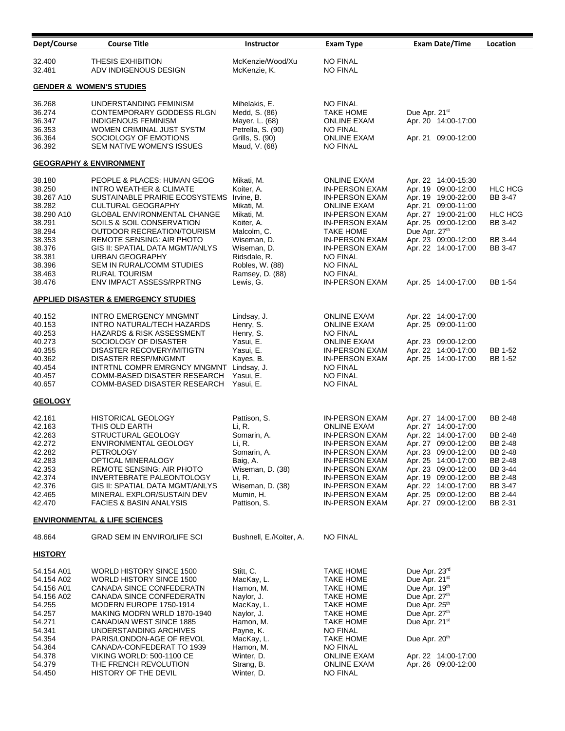| Dept/Course | Course Title | Instructor | Exam Type | Exam Date/Time | Location |
|---|---|---|---|---|---|
| 32.400 | THESIS EXHIBITION | McKenzie/Wood/Xu | NO FINAL | | |
| 32.481 | ADV INDIGENOUS DESIGN | McKenzie, K. | NO FINAL | | |
| **GENDER & WOMEN'S STUDIES** | | | | | |
| 36.268 | UNDERSTANDING FEMINISM | Mihelakis, E. | NO FINAL | | |
| 36.274 | CONTEMPORARY GODDESS RLGN | Medd, S. (86) | TAKE HOME | Due Apr. 21st | |
| 36.347 | INDIGENOUS FEMINISM | Mayer, L. (68) | ONLINE EXAM | Apr. 20 14:00-17:00 | |
| 36.353 | WOMEN CRIMINAL JUST SYSTM | Petrella, S. (90) | NO FINAL | | |
| 36.364 | SOCIOLOGY OF EMOTIONS | Grills, S. (90) | ONLINE EXAM | Apr. 21 09:00-12:00 | |
| 36.392 | SEM NATIVE WOMEN'S ISSUES | Maud, V. (68) | NO FINAL | | |
| **GEOGRAPHY & ENVIRONMENT** | | | | | |
| 38.180 | PEOPLE & PLACES: HUMAN GEOG | Mikati, M. | ONLINE EXAM | Apr. 22 14:00-15:30 | |
| 38.250 | INTRO WEATHER & CLIMATE | Koiter, A. | IN-PERSON EXAM | Apr. 19 09:00-12:00 | HLC HCG |
| 38.267 A10 | SUSTAINABLE PRAIRIE ECOSYSTEMS | Irvine, B. | IN-PERSON EXAM | Apr. 19 19:00-22:00 | BB 3-47 |
| 38.282 | CULTURAL GEOGRAPHY | Mikati, M. | ONLINE EXAM | Apr. 21 09:00-11:00 | |
| 38.290 A10 | GLOBAL ENVIRONMENTAL CHANGE | Mikati, M. | IN-PERSON EXAM | Apr. 27 19:00-21:00 | HLC HCG |
| 38.291 | SOILS & SOIL CONSERVATION | Koiter, A. | IN-PERSON EXAM | Apr. 25 09:00-12:00 | BB 3-42 |
| 38.294 | OUTDOOR RECREATION/TOURISM | Malcolm, C. | TAKE HOME | Due Apr. 27th | |
| 38.353 | REMOTE SENSING: AIR PHOTO | Wiseman, D. | IN-PERSON EXAM | Apr. 23 09:00-12:00 | BB 3-44 |
| 38.376 | GIS II: SPATIAL DATA MGMT/ANLYS | Wiseman, D. | IN-PERSON EXAM | Apr. 22 14:00-17:00 | BB 3-47 |
| 38.381 | URBAN GEOGRAPHY | Ridsdale, R. | NO FINAL | | |
| 38.396 | SEM IN RURAL/COMM STUDIES | Robles, W. (88) | NO FINAL | | |
| 38.463 | RURAL TOURISM | Ramsey, D. (88) | NO FINAL | | |
| 38.476 | ENV IMPACT ASSESS/RPRTNG | Lewis, G. | IN-PERSON EXAM | Apr. 25 14:00-17:00 | BB 1-54 |
| **APPLIED DISASTER & EMERGENCY STUDIES** | | | | | |
| 40.152 | INTRO EMERGENCY MNGMNT | Lindsay, J. | ONLINE EXAM | Apr. 22 14:00-17:00 | |
| 40.153 | INTRO NATURAL/TECH HAZARDS | Henry, S. | ONLINE EXAM | Apr. 25 09:00-11:00 | |
| 40.253 | HAZARDS & RISK ASSESSMENT | Henry, S. | NO FINAL | | |
| 40.273 | SOCIOLOGY OF DISASTER | Yasui, E. | ONLINE EXAM | Apr. 23 09:00-12:00 | |
| 40.355 | DISASTER RECOVERY/MITIGTN | Yasui, E. | IN-PERSON EXAM | Apr. 22 14:00-17:00 | BB 1-52 |
| 40.362 | DISASTER RESP/MNGMNT | Kayes, B. | IN-PERSON EXAM | Apr. 25 14:00-17:00 | BB 1-52 |
| 40.454 | INTRTNL COMPR EMRGNCY MNGMNT | Lindsay, J. | NO FINAL | | |
| 40.457 | COMM-BASED DISASTER RESEARCH | Yasui, E. | NO FINAL | | |
| 40.657 | COMM-BASED DISASTER RESEARCH | Yasui, E. | NO FINAL | | |
| **GEOLOGY** | | | | | |
| 42.161 | HISTORICAL GEOLOGY | Pattison, S. | IN-PERSON EXAM | Apr. 27 14:00-17:00 | BB 2-48 |
| 42.163 | THIS OLD EARTH | Li, R. | ONLINE EXAM | Apr. 27 14:00-17:00 | |
| 42.263 | STRUCTURAL GEOLOGY | Somarin, A. | IN-PERSON EXAM | Apr. 22 14:00-17:00 | BB 2-48 |
| 42.272 | ENVIRONMENTAL GEOLOGY | Li, R. | IN-PERSON EXAM | Apr. 27 09:00-12:00 | BB 2-48 |
| 42.282 | PETROLOGY | Somarin, A. | IN-PERSON EXAM | Apr. 23 09:00-12:00 | BB 2-48 |
| 42.283 | OPTICAL MINERALOGY | Baig, A. | IN-PERSON EXAM | Apr. 25 14:00-17:00 | BB 2-48 |
| 42.353 | REMOTE SENSING: AIR PHOTO | Wiseman, D. (38) | IN-PERSON EXAM | Apr. 23 09:00-12:00 | BB 3-44 |
| 42.374 | INVERTEBRATE PALEONTOLOGY | Li, R. | IN-PERSON EXAM | Apr. 19 09:00-12:00 | BB 2-48 |
| 42.376 | GIS II: SPATIAL DATA MGMT/ANLYS | Wiseman, D. (38) | IN-PERSON EXAM | Apr. 22 14:00-17:00 | BB 3-47 |
| 42.465 | MINERAL EXPLOR/SUSTAIN DEV | Mumin, H. | IN-PERSON EXAM | Apr. 25 09:00-12:00 | BB 2-44 |
| 42.470 | FACIES & BASIN ANALYSIS | Pattison, S. | IN-PERSON EXAM | Apr. 27 09:00-12:00 | BB 2-31 |
| **ENVIRONMENTAL & LIFE SCIENCES** | | | | | |
| 48.664 | GRAD SEM IN ENVIRO/LIFE SCI | Bushnell, E./Koiter, A. | NO FINAL | | |
| **HISTORY** | | | | | |
| 54.154 A01 | WORLD HISTORY SINCE 1500 | Stitt, C. | TAKE HOME | Due Apr. 23rd | |
| 54.154 A02 | WORLD HISTORY SINCE 1500 | MacKay, L. | TAKE HOME | Due Apr. 21st | |
| 54.156 A01 | CANADA SINCE CONFEDERATN | Hamon, M. | TAKE HOME | Due Apr. 19th | |
| 54.156 A02 | CANADA SINCE CONFEDERATN | Naylor, J. | TAKE HOME | Due Apr. 27th | |
| 54.255 | MODERN EUROPE 1750-1914 | MacKay, L. | TAKE HOME | Due Apr. 25th | |
| 54.257 | MAKING MODRN WRLD 1870-1940 | Naylor, J. | TAKE HOME | Due Apr. 27th | |
| 54.271 | CANADIAN WEST SINCE 1885 | Hamon, M. | TAKE HOME | Due Apr. 21st | |
| 54.341 | UNDERSTANDING ARCHIVES | Payne, K. | NO FINAL | | |
| 54.354 | PARIS/LONDON-AGE OF REVOL | MacKay, L. | TAKE HOME | Due Apr. 20th | |
| 54.364 | CANADA-CONFEDERAT TO 1939 | Hamon, M. | NO FINAL | | |
| 54.378 | VIKING WORLD: 500-1100 CE | Winter, D. | ONLINE EXAM | Apr. 22 14:00-17:00 | |
| 54.379 | THE FRENCH REVOLUTION | Strang, B. | ONLINE EXAM | Apr. 26 09:00-12:00 | |
| 54.450 | HISTORY OF THE DEVIL | Winter, D. | NO FINAL | | |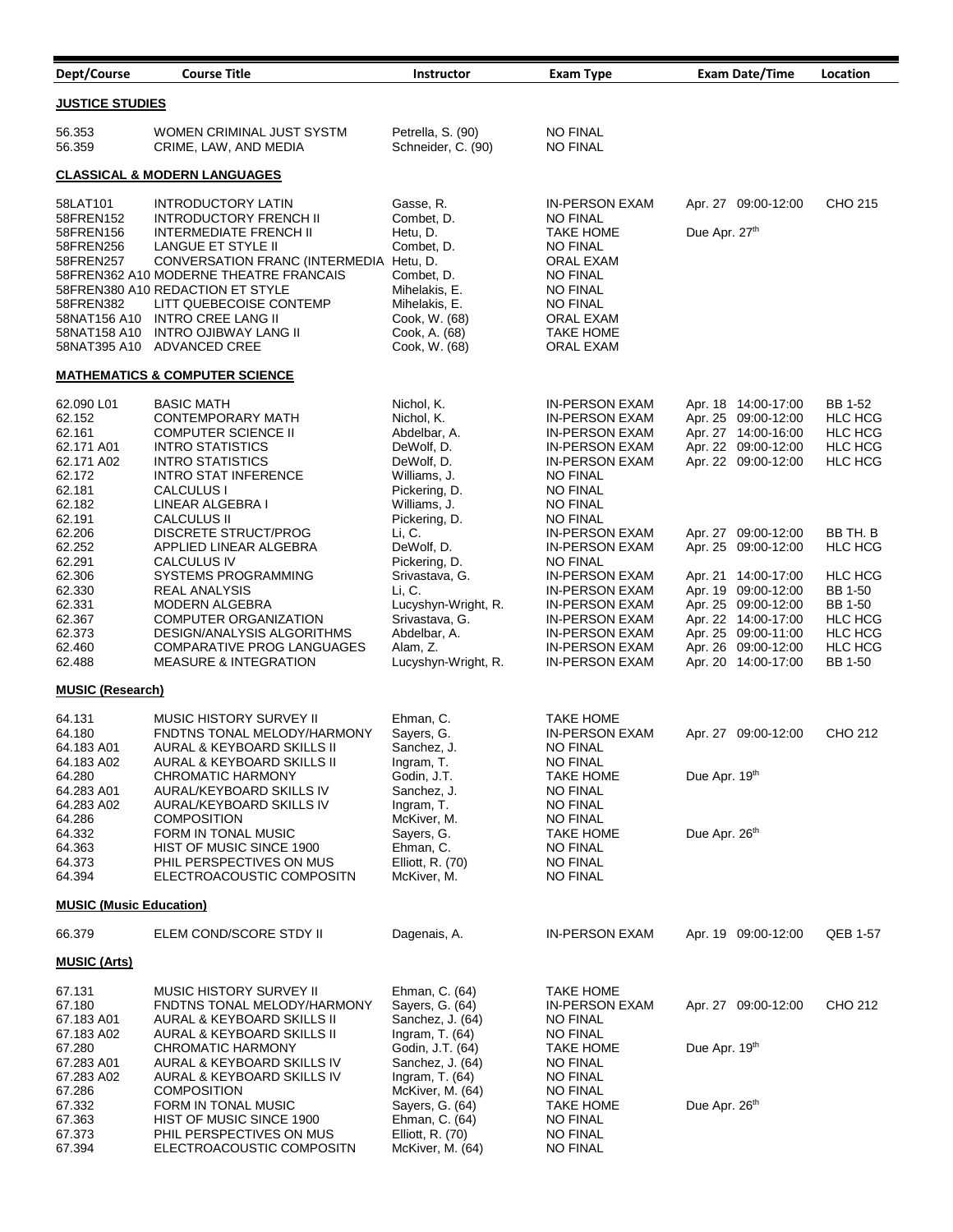| Dept/Course | Course Title | Instructor | Exam Type | Exam Date/Time | Location |
|---|---|---|---|---|---|
| **JUSTICE STUDIES** | | | | | |
| 56.353 | WOMEN CRIMINAL JUST SYSTM | Petrella, S. (90) | NO FINAL | | |
| 56.359 | CRIME, LAW, AND MEDIA | Schneider, C. (90) | NO FINAL | | |
| **CLASSICAL & MODERN LANGUAGES** | | | | | |
| 58LAT101 | INTRODUCTORY LATIN | Gasse, R. | IN-PERSON EXAM | Apr. 27 09:00-12:00 | CHO 215 |
| 58FREN152 | INTRODUCTORY FRENCH II | Combet, D. | NO FINAL | | |
| 58FREN156 | INTERMEDIATE FRENCH II | Hetu, D. | TAKE HOME | Due Apr. 27th | |
| 58FREN256 | LANGUE ET STYLE II | Combet, D. | NO FINAL | | |
| 58FREN257 | CONVERSATION FRANC (INTERMEDIA | Hetu, D. | ORAL EXAM | | |
| 58FREN362 A10 | MODERNE THEATRE FRANCAIS | Combet, D. | NO FINAL | | |
| 58FREN380 A10 | REDACTION ET STYLE | Mihelakis, E. | NO FINAL | | |
| 58FREN382 | LITT QUEBECOISE CONTEMP | Mihelakis, E. | NO FINAL | | |
| 58NAT156 A10 | INTRO CREE LANG II | Cook, W. (68) | ORAL EXAM | | |
| 58NAT158 A10 | INTRO OJIBWAY LANG II | Cook, A. (68) | TAKE HOME | | |
| 58NAT395 A10 | ADVANCED CREE | Cook, W. (68) | ORAL EXAM | | |
| **MATHEMATICS & COMPUTER SCIENCE** | | | | | |
| 62.090 L01 | BASIC MATH | Nichol, K. | IN-PERSON EXAM | Apr. 18 14:00-17:00 | BB 1-52 |
| 62.152 | CONTEMPORARY MATH | Nichol, K. | IN-PERSON EXAM | Apr. 25 09:00-12:00 | HLC HCG |
| 62.161 | COMPUTER SCIENCE II | Abdelbar, A. | IN-PERSON EXAM | Apr. 27 14:00-16:00 | HLC HCG |
| 62.171 A01 | INTRO STATISTICS | DeWolf, D. | IN-PERSON EXAM | Apr. 22 09:00-12:00 | HLC HCG |
| 62.171 A02 | INTRO STATISTICS | DeWolf, D. | IN-PERSON EXAM | Apr. 22 09:00-12:00 | HLC HCG |
| 62.172 | INTRO STAT INFERENCE | Williams, J. | NO FINAL | | |
| 62.181 | CALCULUS I | Pickering, D. | NO FINAL | | |
| 62.182 | LINEAR ALGEBRA I | Williams, J. | NO FINAL | | |
| 62.191 | CALCULUS II | Pickering, D. | NO FINAL | | |
| 62.206 | DISCRETE STRUCT/PROG | Li, C. | IN-PERSON EXAM | Apr. 27 09:00-12:00 | BB TH. B |
| 62.252 | APPLIED LINEAR ALGEBRA | DeWolf, D. | IN-PERSON EXAM | Apr. 25 09:00-12:00 | HLC HCG |
| 62.291 | CALCULUS IV | Pickering, D. | NO FINAL | | |
| 62.306 | SYSTEMS PROGRAMMING | Srivastava, G. | IN-PERSON EXAM | Apr. 21 14:00-17:00 | HLC HCG |
| 62.330 | REAL ANALYSIS | Li, C. | IN-PERSON EXAM | Apr. 19 09:00-12:00 | BB 1-50 |
| 62.331 | MODERN ALGEBRA | Lucyshyn-Wright, R. | IN-PERSON EXAM | Apr. 25 09:00-12:00 | BB 1-50 |
| 62.367 | COMPUTER ORGANIZATION | Srivastava, G. | IN-PERSON EXAM | Apr. 22 14:00-17:00 | HLC HCG |
| 62.373 | DESIGN/ANALYSIS ALGORITHMS | Abdelbar, A. | IN-PERSON EXAM | Apr. 25 09:00-11:00 | HLC HCG |
| 62.460 | COMPARATIVE PROG LANGUAGES | Alam, Z. | IN-PERSON EXAM | Apr. 26 09:00-12:00 | HLC HCG |
| 62.488 | MEASURE & INTEGRATION | Lucyshyn-Wright, R. | IN-PERSON EXAM | Apr. 20 14:00-17:00 | BB 1-50 |
| **MUSIC (Research)** | | | | | |
| 64.131 | MUSIC HISTORY SURVEY II | Ehman, C. | TAKE HOME | | |
| 64.180 | FNDTNS TONAL MELODY/HARMONY | Sayers, G. | IN-PERSON EXAM | Apr. 27 09:00-12:00 | CHO 212 |
| 64.183 A01 | AURAL & KEYBOARD SKILLS II | Sanchez, J. | NO FINAL | | |
| 64.183 A02 | AURAL & KEYBOARD SKILLS II | Ingram, T. | NO FINAL | | |
| 64.280 | CHROMATIC HARMONY | Godin, J.T. | TAKE HOME | Due Apr. 19th | |
| 64.283 A01 | AURAL/KEYBOARD SKILLS IV | Sanchez, J. | NO FINAL | | |
| 64.283 A02 | AURAL/KEYBOARD SKILLS IV | Ingram, T. | NO FINAL | | |
| 64.286 | COMPOSITION | McKiver, M. | NO FINAL | | |
| 64.332 | FORM IN TONAL MUSIC | Sayers, G. | TAKE HOME | Due Apr. 26th | |
| 64.363 | HIST OF MUSIC SINCE 1900 | Ehman, C. | NO FINAL | | |
| 64.373 | PHIL PERSPECTIVES ON MUS | Elliott, R. (70) | NO FINAL | | |
| 64.394 | ELECTROACOUSTIC COMPOSITN | McKiver, M. | NO FINAL | | |
| **MUSIC (Music Education)** | | | | | |
| 66.379 | ELEM COND/SCORE STDY II | Dagenais, A. | IN-PERSON EXAM | Apr. 19 09:00-12:00 | QEB 1-57 |
| **MUSIC (Arts)** | | | | | |
| 67.131 | MUSIC HISTORY SURVEY II | Ehman, C. (64) | TAKE HOME | | |
| 67.180 | FNDTNS TONAL MELODY/HARMONY | Sayers, G. (64) | IN-PERSON EXAM | Apr. 27 09:00-12:00 | CHO 212 |
| 67.183 A01 | AURAL & KEYBOARD SKILLS II | Sanchez, J. (64) | NO FINAL | | |
| 67.183 A02 | AURAL & KEYBOARD SKILLS II | Ingram, T. (64) | NO FINAL | | |
| 67.280 | CHROMATIC HARMONY | Godin, J.T. (64) | TAKE HOME | Due Apr. 19th | |
| 67.283 A01 | AURAL & KEYBOARD SKILLS IV | Sanchez, J. (64) | NO FINAL | | |
| 67.283 A02 | AURAL & KEYBOARD SKILLS IV | Ingram, T. (64) | NO FINAL | | |
| 67.286 | COMPOSITION | McKiver, M. (64) | NO FINAL | | |
| 67.332 | FORM IN TONAL MUSIC | Sayers, G. (64) | TAKE HOME | Due Apr. 26th | |
| 67.363 | HIST OF MUSIC SINCE 1900 | Ehman, C. (64) | NO FINAL | | |
| 67.373 | PHIL PERSPECTIVES ON MUS | Elliott, R. (70) | NO FINAL | | |
| 67.394 | ELECTROACOUSTIC COMPOSITN | McKiver, M. (64) | NO FINAL | | |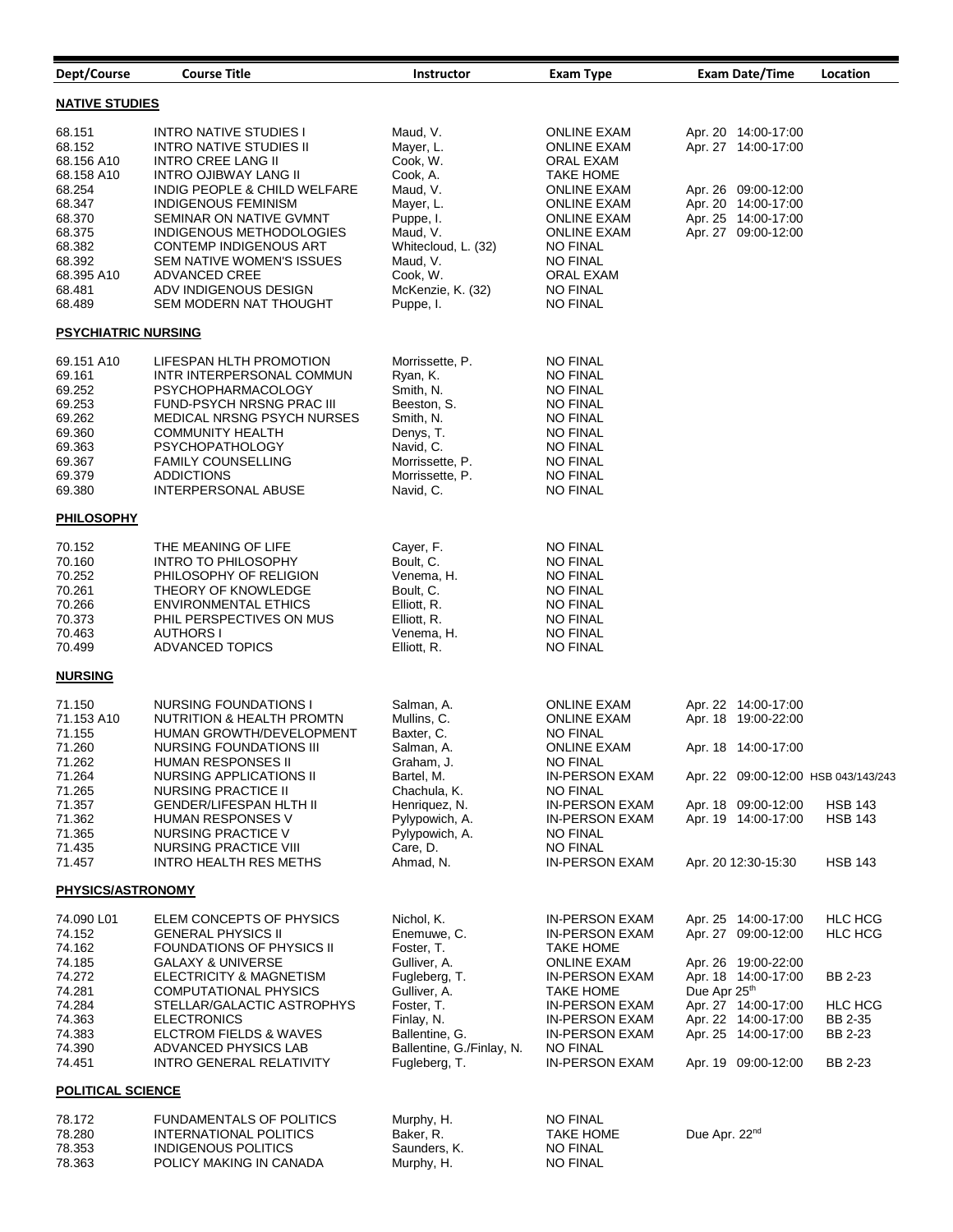| Dept/Course | Course Title | Instructor | Exam Type | Exam Date/Time | Location |
|---|---|---|---|---|---|
| **NATIVE STUDIES** | | | | | |
| 68.151 | INTRO NATIVE STUDIES I | Maud, V. | ONLINE EXAM | Apr. 20 14:00-17:00 | |
| 68.152 | INTRO NATIVE STUDIES II | Mayer, L. | ONLINE EXAM | Apr. 27 14:00-17:00 | |
| 68.156 A10 | INTRO CREE LANG II | Cook, W. | ORAL EXAM | | |
| 68.158 A10 | INTRO OJIBWAY LANG II | Cook, A. | TAKE HOME | | |
| 68.254 | INDIG PEOPLE & CHILD WELFARE | Maud, V. | ONLINE EXAM | Apr. 26 09:00-12:00 | |
| 68.347 | INDIGENOUS FEMINISM | Mayer, L. | ONLINE EXAM | Apr. 20 14:00-17:00 | |
| 68.370 | SEMINAR ON NATIVE GVMNT | Puppe, I. | ONLINE EXAM | Apr. 25 14:00-17:00 | |
| 68.375 | INDIGENOUS METHODOLOGIES | Maud, V. | ONLINE EXAM | Apr. 27 09:00-12:00 | |
| 68.382 | CONTEMP INDIGENOUS ART | Whitecloud, L. (32) | NO FINAL | | |
| 68.392 | SEM NATIVE WOMEN'S ISSUES | Maud, V. | NO FINAL | | |
| 68.395 A10 | ADVANCED CREE | Cook, W. | ORAL EXAM | | |
| 68.481 | ADV INDIGENOUS DESIGN | McKenzie, K. (32) | NO FINAL | | |
| 68.489 | SEM MODERN NAT THOUGHT | Puppe, I. | NO FINAL | | |
| **PSYCHIATRIC NURSING** | | | | | |
| 69.151 A10 | LIFESPAN HLTH PROMOTION | Morrissette, P. | NO FINAL | | |
| 69.161 | INTR INTERPERSONAL COMMUN | Ryan, K. | NO FINAL | | |
| 69.252 | PSYCHOPHARMACOLOGY | Smith, N. | NO FINAL | | |
| 69.253 | FUND-PSYCH NRSNG PRAC III | Beeston, S. | NO FINAL | | |
| 69.262 | MEDICAL NRSNG PSYCH NURSES | Smith, N. | NO FINAL | | |
| 69.360 | COMMUNITY HEALTH | Denys, T. | NO FINAL | | |
| 69.363 | PSYCHOPATHOLOGY | Navid, C. | NO FINAL | | |
| 69.367 | FAMILY COUNSELLING | Morrissette, P. | NO FINAL | | |
| 69.379 | ADDICTIONS | Morrissette, P. | NO FINAL | | |
| 69.380 | INTERPERSONAL ABUSE | Navid, C. | NO FINAL | | |
| **PHILOSOPHY** | | | | | |
| 70.152 | THE MEANING OF LIFE | Cayer, F. | NO FINAL | | |
| 70.160 | INTRO TO PHILOSOPHY | Boult, C. | NO FINAL | | |
| 70.252 | PHILOSOPHY OF RELIGION | Venema, H. | NO FINAL | | |
| 70.261 | THEORY OF KNOWLEDGE | Boult, C. | NO FINAL | | |
| 70.266 | ENVIRONMENTAL ETHICS | Elliott, R. | NO FINAL | | |
| 70.373 | PHIL PERSPECTIVES ON MUS | Elliott, R. | NO FINAL | | |
| 70.463 | AUTHORS I | Venema, H. | NO FINAL | | |
| 70.499 | ADVANCED TOPICS | Elliott, R. | NO FINAL | | |
| **NURSING** | | | | | |
| 71.150 | NURSING FOUNDATIONS I | Salman, A. | ONLINE EXAM | Apr. 22 14:00-17:00 | |
| 71.153 A10 | NUTRITION & HEALTH PROMTN | Mullins, C. | ONLINE EXAM | Apr. 18 19:00-22:00 | |
| 71.155 | HUMAN GROWTH/DEVELOPMENT | Baxter, C. | NO FINAL | | |
| 71.260 | NURSING FOUNDATIONS III | Salman, A. | ONLINE EXAM | Apr. 18 14:00-17:00 | |
| 71.262 | HUMAN RESPONSES II | Graham, J. | NO FINAL | | |
| 71.264 | NURSING APPLICATIONS II | Bartel, M. | IN-PERSON EXAM | Apr. 22 09:00-12:00 | HSB 043/143/243 |
| 71.265 | NURSING PRACTICE II | Chachula, K. | NO FINAL | | |
| 71.357 | GENDER/LIFESPAN HLTH II | Henriquez, N. | IN-PERSON EXAM | Apr. 18 09:00-12:00 | HSB 143 |
| 71.362 | HUMAN RESPONSES V | Pylypowich, A. | IN-PERSON EXAM | Apr. 19 14:00-17:00 | HSB 143 |
| 71.365 | NURSING PRACTICE V | Pylypowich, A. | NO FINAL | | |
| 71.435 | NURSING PRACTICE VIII | Care, D. | NO FINAL | | |
| 71.457 | INTRO HEALTH RES METHS | Ahmad, N. | IN-PERSON EXAM | Apr. 20 12:30-15:30 | HSB 143 |
| **PHYSICS/ASTRONOMY** | | | | | |
| 74.090 L01 | ELEM CONCEPTS OF PHYSICS | Nichol, K. | IN-PERSON EXAM | Apr. 25 14:00-17:00 | HLC HCG |
| 74.152 | GENERAL PHYSICS II | Enemuwe, C. | IN-PERSON EXAM | Apr. 27 09:00-12:00 | HLC HCG |
| 74.162 | FOUNDATIONS OF PHYSICS II | Foster, T. | TAKE HOME | | |
| 74.185 | GALAXY & UNIVERSE | Gulliver, A. | ONLINE EXAM | Apr. 26 19:00-22:00 | |
| 74.272 | ELECTRICITY & MAGNETISM | Fugleberg, T. | IN-PERSON EXAM | Apr. 18 14:00-17:00 | BB 2-23 |
| 74.281 | COMPUTATIONAL PHYSICS | Gulliver, A. | TAKE HOME | Due Apr 25th | |
| 74.284 | STELLAR/GALACTIC ASTROPHYS | Foster, T. | IN-PERSON EXAM | Apr. 27 14:00-17:00 | HLC HCG |
| 74.363 | ELECTRONICS | Finlay, N. | IN-PERSON EXAM | Apr. 22 14:00-17:00 | BB 2-35 |
| 74.383 | ELCTROM FIELDS & WAVES | Ballentine, G. | IN-PERSON EXAM | Apr. 25 14:00-17:00 | BB 2-23 |
| 74.390 | ADVANCED PHYSICS LAB | Ballentine, G./Finlay, N. | NO FINAL | | |
| 74.451 | INTRO GENERAL RELATIVITY | Fugleberg, T. | IN-PERSON EXAM | Apr. 19 09:00-12:00 | BB 2-23 |
| **POLITICAL SCIENCE** | | | | | |
| 78.172 | FUNDAMENTALS OF POLITICS | Murphy, H. | NO FINAL | | |
| 78.280 | INTERNATIONAL POLITICS | Baker, R. | TAKE HOME | Due Apr. 22nd | |
| 78.353 | INDIGENOUS POLITICS | Saunders, K. | NO FINAL | | |
| 78.363 | POLICY MAKING IN CANADA | Murphy, H. | NO FINAL | | |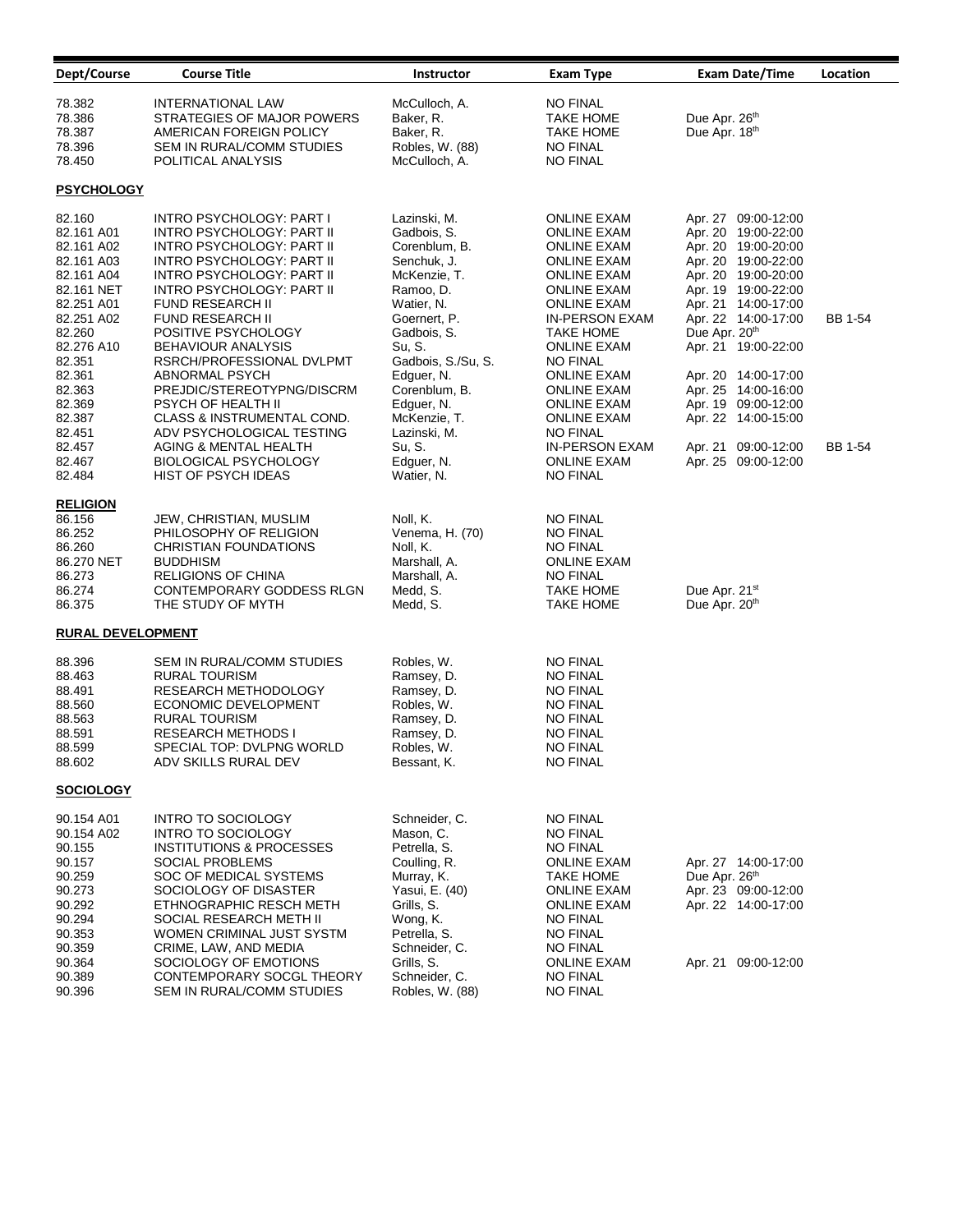| Dept/Course | Course Title | Instructor | Exam Type | Exam Date/Time | Location |
|---|---|---|---|---|---|
| 78.382 | INTERNATIONAL LAW | McCulloch, A. | NO FINAL | | |
| 78.386 | STRATEGIES OF MAJOR POWERS | Baker, R. | TAKE HOME | Due Apr. 26th | |
| 78.387 | AMERICAN FOREIGN POLICY | Baker, R. | TAKE HOME | Due Apr. 18th | |
| 78.396 | SEM IN RURAL/COMM STUDIES | Robles, W. (88) | NO FINAL | | |
| 78.450 | POLITICAL ANALYSIS | McCulloch, A. | NO FINAL | | |
| **PSYCHOLOGY** | | | | | |
| 82.160 | INTRO PSYCHOLOGY: PART I | Lazinski, M. | ONLINE EXAM | Apr. 27 09:00-12:00 | |
| 82.161 A01 | INTRO PSYCHOLOGY: PART II | Gadbois, S. | ONLINE EXAM | Apr. 20 19:00-22:00 | |
| 82.161 A02 | INTRO PSYCHOLOGY: PART II | Corenblum, B. | ONLINE EXAM | Apr. 20 19:00-20:00 | |
| 82.161 A03 | INTRO PSYCHOLOGY: PART II | Senchuk, J. | ONLINE EXAM | Apr. 20 19:00-22:00 | |
| 82.161 A04 | INTRO PSYCHOLOGY: PART II | McKenzie, T. | ONLINE EXAM | Apr. 20 19:00-20:00 | |
| 82.161 NET | INTRO PSYCHOLOGY: PART II | Ramoo, D. | ONLINE EXAM | Apr. 19 19:00-22:00 | |
| 82.251 A01 | FUND RESEARCH II | Watier, N. | ONLINE EXAM | Apr. 21 14:00-17:00 | |
| 82.251 A02 | FUND RESEARCH II | Goernert, P. | IN-PERSON EXAM | Apr. 22 14:00-17:00 | BB 1-54 |
| 82.260 | POSITIVE PSYCHOLOGY | Gadbois, S. | TAKE HOME | Due Apr. 20th | |
| 82.276 A10 | BEHAVIOUR ANALYSIS | Su, S. | ONLINE EXAM | Apr. 21 19:00-22:00 | |
| 82.351 | RSRCH/PROFESSIONAL DVLPMT | Gadbois, S./Su, S. | NO FINAL | | |
| 82.361 | ABNORMAL PSYCH | Edguer, N. | ONLINE EXAM | Apr. 20 14:00-17:00 | |
| 82.363 | PREJDIC/STEREOTYPNG/DISCRM | Corenblum, B. | ONLINE EXAM | Apr. 25 14:00-16:00 | |
| 82.369 | PSYCH OF HEALTH II | Edguer, N. | ONLINE EXAM | Apr. 19 09:00-12:00 | |
| 82.387 | CLASS & INSTRUMENTAL COND. | McKenzie, T. | ONLINE EXAM | Apr. 22 14:00-15:00 | |
| 82.451 | ADV PSYCHOLOGICAL TESTING | Lazinski, M. | NO FINAL | | |
| 82.457 | AGING & MENTAL HEALTH | Su, S. | IN-PERSON EXAM | Apr. 21 09:00-12:00 | BB 1-54 |
| 82.467 | BIOLOGICAL PSYCHOLOGY | Edguer, N. | ONLINE EXAM | Apr. 25 09:00-12:00 | |
| 82.484 | HIST OF PSYCH IDEAS | Watier, N. | NO FINAL | | |
| **RELIGION** | | | | | |
| 86.156 | JEW, CHRISTIAN, MUSLIM | Noll, K. | NO FINAL | | |
| 86.252 | PHILOSOPHY OF RELIGION | Venema, H. (70) | NO FINAL | | |
| 86.260 | CHRISTIAN FOUNDATIONS | Noll, K. | NO FINAL | | |
| 86.270 NET | BUDDHISM | Marshall, A. | ONLINE EXAM | | |
| 86.273 | RELIGIONS OF CHINA | Marshall, A. | NO FINAL | | |
| 86.274 | CONTEMPORARY GODDESS RLGN | Medd, S. | TAKE HOME | Due Apr. 21st | |
| 86.375 | THE STUDY OF MYTH | Medd, S. | TAKE HOME | Due Apr. 20th | |
| **RURAL DEVELOPMENT** | | | | | |
| 88.396 | SEM IN RURAL/COMM STUDIES | Robles, W. | NO FINAL | | |
| 88.463 | RURAL TOURISM | Ramsey, D. | NO FINAL | | |
| 88.491 | RESEARCH METHODOLOGY | Ramsey, D. | NO FINAL | | |
| 88.560 | ECONOMIC DEVELOPMENT | Robles, W. | NO FINAL | | |
| 88.563 | RURAL TOURISM | Ramsey, D. | NO FINAL | | |
| 88.591 | RESEARCH METHODS I | Ramsey, D. | NO FINAL | | |
| 88.599 | SPECIAL TOP: DVLPNG WORLD | Robles, W. | NO FINAL | | |
| 88.602 | ADV SKILLS RURAL DEV | Bessant, K. | NO FINAL | | |
| **SOCIOLOGY** | | | | | |
| 90.154 A01 | INTRO TO SOCIOLOGY | Schneider, C. | NO FINAL | | |
| 90.154 A02 | INTRO TO SOCIOLOGY | Mason, C. | NO FINAL | | |
| 90.155 | INSTITUTIONS & PROCESSES | Petrella, S. | NO FINAL | | |
| 90.157 | SOCIAL PROBLEMS | Coulling, R. | ONLINE EXAM | Apr. 27 14:00-17:00 | |
| 90.259 | SOC OF MEDICAL SYSTEMS | Murray, K. | TAKE HOME | Due Apr. 26th | |
| 90.273 | SOCIOLOGY OF DISASTER | Yasui, E. (40) | ONLINE EXAM | Apr. 23 09:00-12:00 | |
| 90.292 | ETHNOGRAPHIC RESCH METH | Grills, S. | ONLINE EXAM | Apr. 22 14:00-17:00 | |
| 90.294 | SOCIAL RESEARCH METH II | Wong, K. | NO FINAL | | |
| 90.353 | WOMEN CRIMINAL JUST SYSTM | Petrella, S. | NO FINAL | | |
| 90.359 | CRIME, LAW, AND MEDIA | Schneider, C. | NO FINAL | | |
| 90.364 | SOCIOLOGY OF EMOTIONS | Grills, S. | ONLINE EXAM | Apr. 21 09:00-12:00 | |
| 90.389 | CONTEMPORARY SOCGL THEORY | Schneider, C. | NO FINAL | | |
| 90.396 | SEM IN RURAL/COMM STUDIES | Robles, W. (88) | NO FINAL | | |